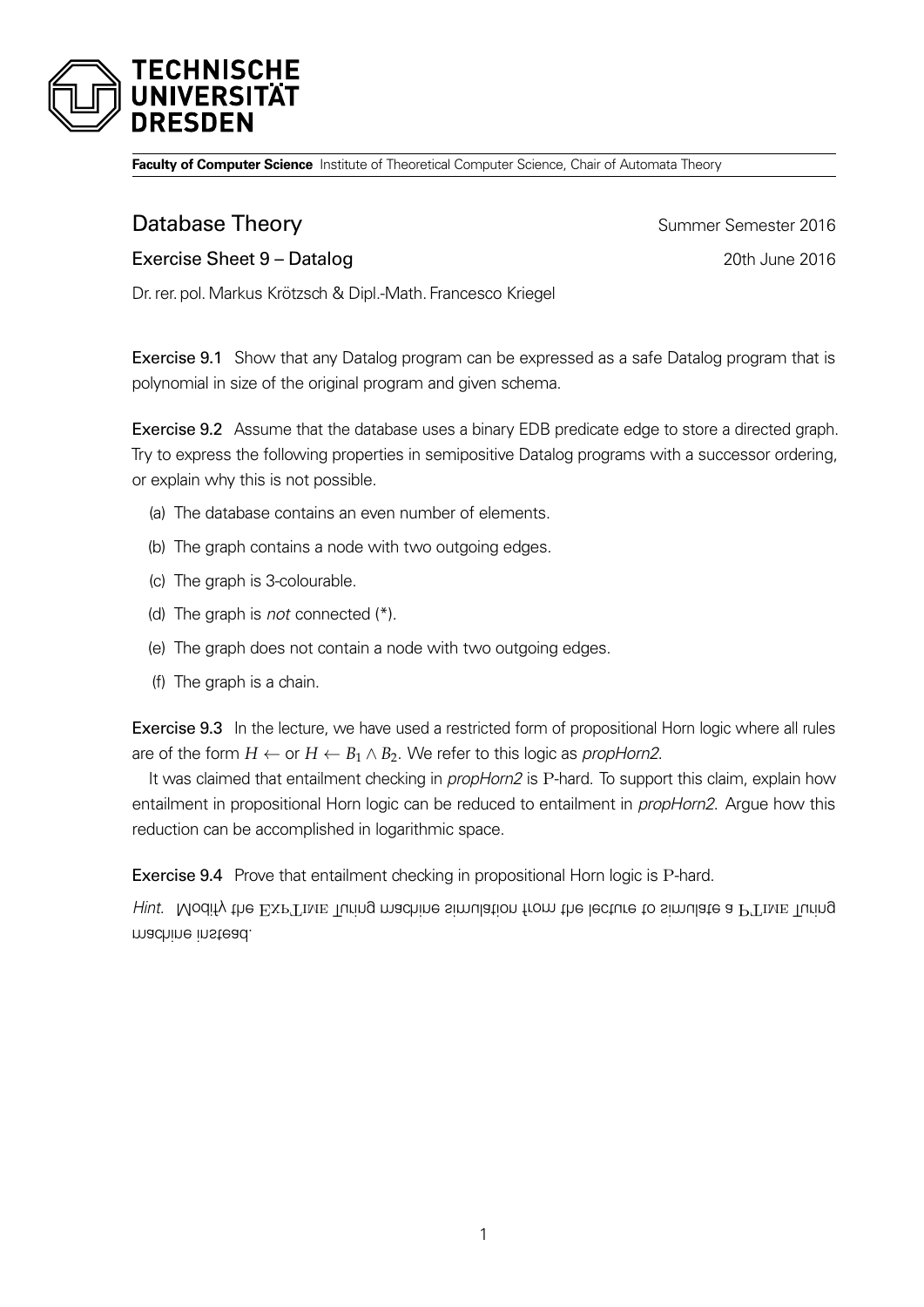**Faculty of Computer Science** Institute of Theoretical Computer Science, Chair of Automata Theory

# Database Theory

Summer Semester 2016

## Exercise Sheet 9 – Datalog

20th June 2016

Dr. rer. pol. Markus Krötzsch & Dipl.-Math. Francesco Kriegel

**Exercise 9.1** Show that any Datalog program can be expressed as a safe Datalog program that is polynomial in size of the original program and given schema.

**Exercise 9.2** Assume that the database uses a binary EDB predicate edge to store a directed graph. Try to express the following properties in semipositive Datalog programs with a successor ordering, or explain why this is not possible.

(a) The database contains an even number of elements.

(b) The graph contains a node with two outgoing edges.

(c) The graph is 3-colourable.

(d) The graph is *not* connected (*).

(e) The graph does not contain a node with two outgoing edges.

(f) The graph is a chain.

**Exercise 9.3** In the lecture, we have used a restricted form of propositional Horn logic where all rules are of the form $H \leftarrow$ or $H \leftarrow B_1 \wedge B_2$. We refer to this logic as *propHorn2*.

It was claimed that entailment checking in *propHorn2* is P-hard. To support this claim, explain how entailment in propositional Horn logic can be reduced to entailment in *propHorn2*. Argue how this reduction can be accomplished in logarithmic space.

**Exercise 9.4** Prove that entailment checking in propositional Horn logic is P-hard.

*Hint.* Modify the ExpTime Turing machine simulation from the lecture to simulate a PTime Turing machine instead.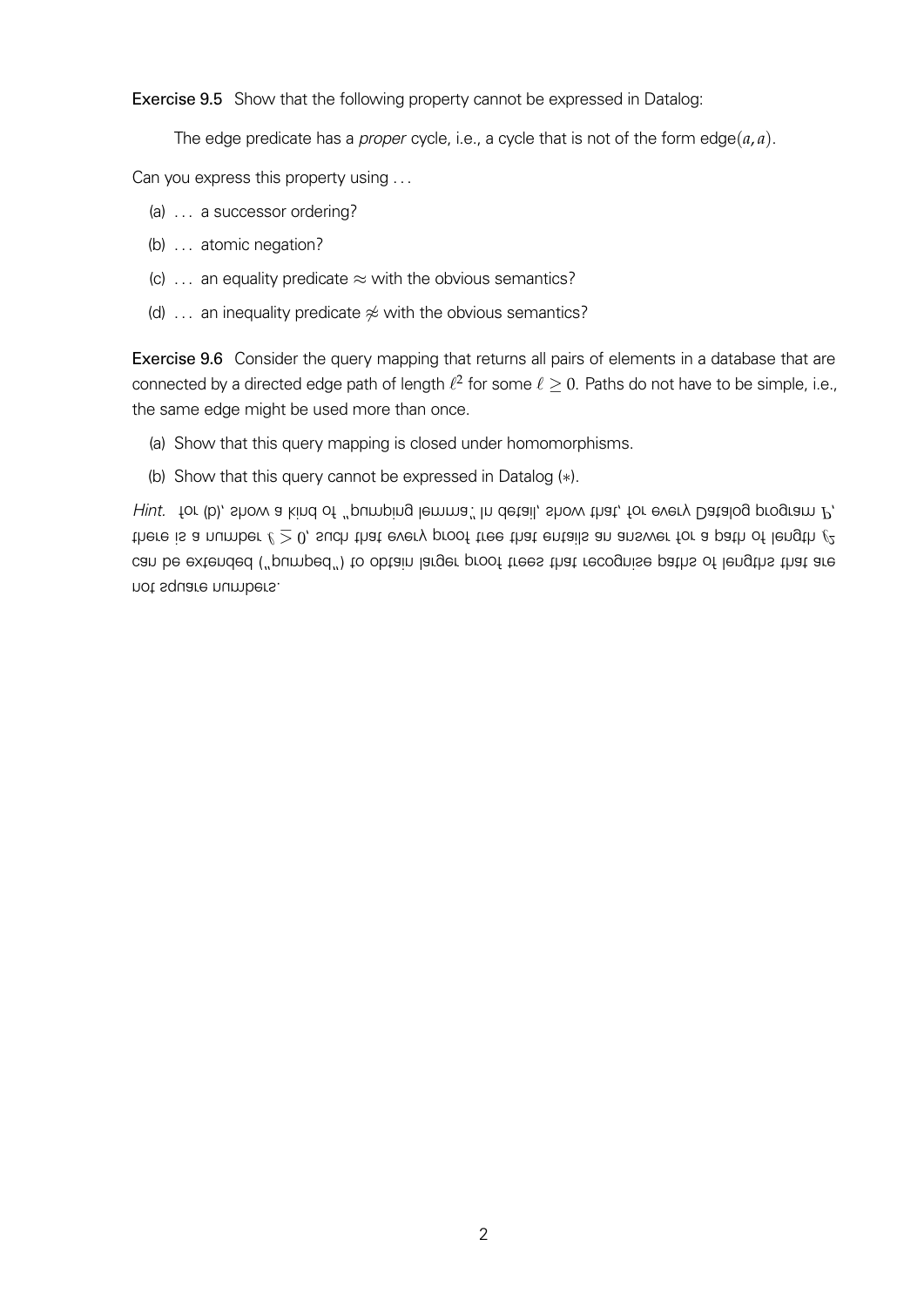**Exercise 9.5** Show that the following property cannot be expressed in Datalog:

> The edge predicate has a *proper* cycle, i.e., a cycle that is not of the form edge$(a, a)$.

Can you express this property using ...

(a) ... a successor ordering?

(b) ... atomic negation?

(c) ... an equality predicate $\approx$ with the obvious semantics?

(d) ... an inequality predicate $\not\approx$ with the obvious semantics?

**Exercise 9.6** Consider the query mapping that returns all pairs of elements in a database that are connected by a directed edge path of length $\ell^2$ for some $\ell \geq 0$. Paths do not have to be simple, i.e., the same edge might be used more than once.

(a) Show that this query mapping is closed under homomorphisms.

(b) Show that this query cannot be expressed in Datalog ($*$).

*Hint.* for (b), show a kind of „pumping lemma“. In detail, show that, for every Datalog program P, there is a number $\ell \geq 0$, such that every proof tree that entails an answer for a path of length $\ell^2$ can be extended („pumped“) to obtain larger proof trees that recognise paths of lengths that are not square numbers.